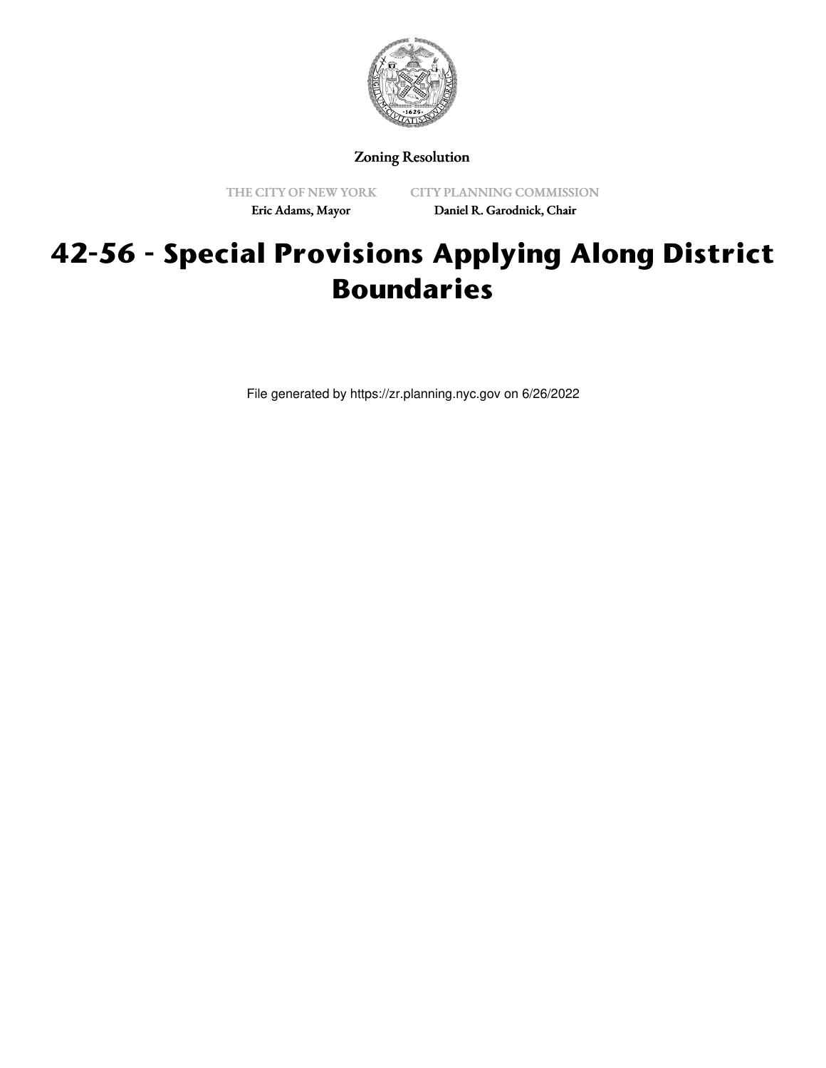Zoning Resolution

THE CITY OF NEW YORK
Eric Adams, Mayor

CITY PLANNING COMMISSION
Daniel R. Garodnick, Chair

# 42-56 - Special Provisions Applying Along District Boundaries

File generated by https://zr.planning.nyc.gov on 6/26/2022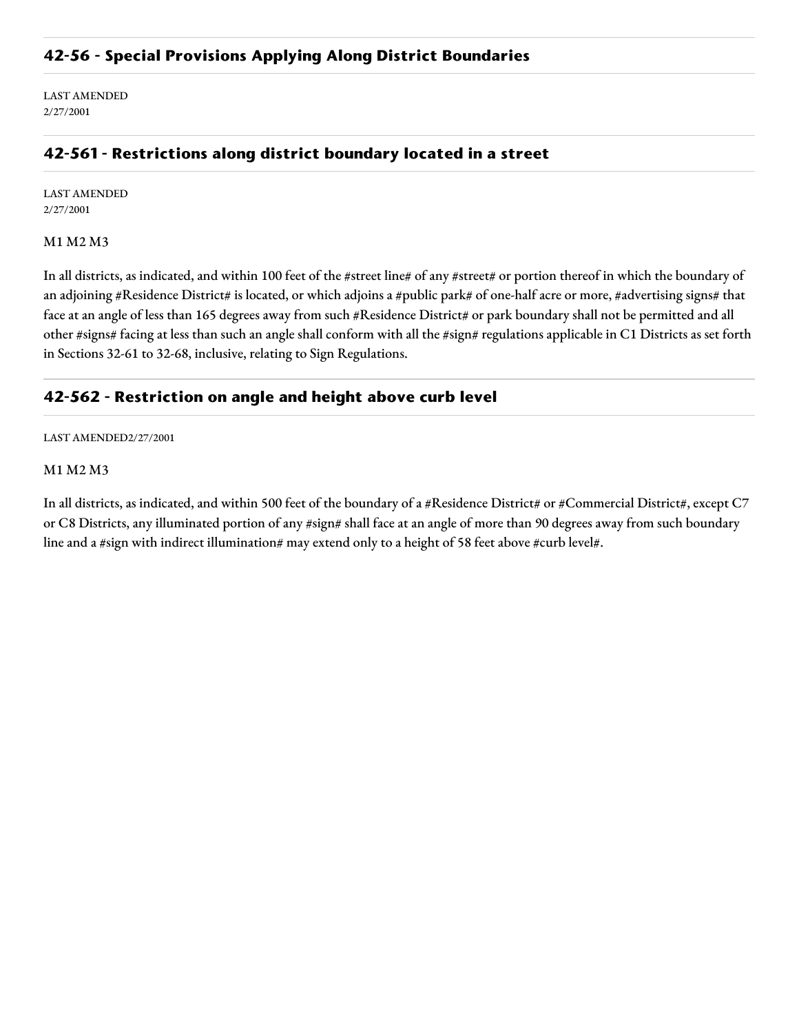## 42-56 - Special Provisions Applying Along District Boundaries

LAST AMENDED
2/27/2001

## 42-561 - Restrictions along district boundary located in a street

LAST AMENDED
2/27/2001

M1 M2 M3

In all districts, as indicated, and within 100 feet of the #street line# of any #street# or portion thereof in which the boundary of an adjoining #Residence District# is located, or which adjoins a #public park# of one-half acre or more, #advertising signs# that face at an angle of less than 165 degrees away from such #Residence District# or park boundary shall not be permitted and all other #signs# facing at less than such an angle shall conform with all the #sign# regulations applicable in C1 Districts as set forth in Sections 32-61 to 32-68, inclusive, relating to Sign Regulations.

## 42-562 - Restriction on angle and height above curb level

LAST AMENDED2/27/2001

M1 M2 M3

In all districts, as indicated, and within 500 feet of the boundary of a #Residence District# or #Commercial District#, except C7 or C8 Districts, any illuminated portion of any #sign# shall face at an angle of more than 90 degrees away from such boundary line and a #sign with indirect illumination# may extend only to a height of 58 feet above #curb level#.